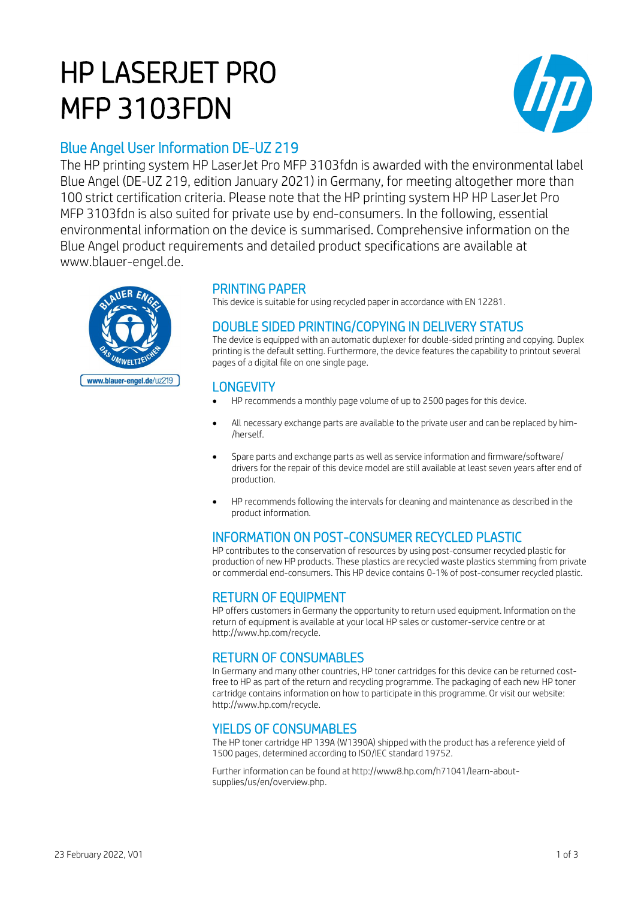# HP LASERJET PRO MFP 3103FDN

## Blue Angel User Information DE-UZ 219

The HP printing system HP LaserJet Pro MFP 3103fdn is awarded with the environmental label Blue Angel (DE-UZ 219, edition January 2021) in Germany, for meeting altogether more than 100 strict certification criteria. Please note that the HP printing system HP HP LaserJet Pro MFP 3103fdn is also suited for private use by end-consumers. In the following, essential environmental information on the device is summarised. Comprehensive information on the Blue Angel product requirements and detailed product specifications are available at www.blauer-engel.de.

www.blauer-engel.de/uz219

### PRINTING PAPER

This device is suitable for using recycled paper in accordance with EN 12281.

### DOUBLE SIDED PRINTING/COPYING IN DELIVERY STATUS

The device is equipped with an automatic duplexer for double-sided printing and copying. Duplex printing is the default setting. Furthermore, the device features the capability to printout several pages of a digital file on one single page.

### LONGEVITY

- HP recommends a monthly page volume of up to 2500 pages for this device.
- All necessary exchange parts are available to the private user and can be replaced by him-/herself.
- Spare parts and exchange parts as well as service information and firmware/software/ drivers for the repair of this device model are still available at least seven years after end of production.
- HP recommends following the intervals for cleaning and maintenance as described in the product information.

### INFORMATION ON POST-CONSUMER RECYCLED PLASTIC

HP contributes to the conservation of resources by using post-consumer recycled plastic for production of new HP products. These plastics are recycled waste plastics stemming from private or commercial end-consumers. This HP device contains 0-1% of post-consumer recycled plastic.

### RETURN OF EQUIPMENT

HP offers customers in Germany the opportunity to return used equipment. Information on the return of equipment is available at your local HP sales or customer-service centre or at http://www.hp.com/recycle.

### RETURN OF CONSUMABLES

In Germany and many other countries, HP toner cartridges for this device can be returned cost-free to HP as part of the return and recycling programme. The packaging of each new HP toner cartridge contains information on how to participate in this programme. Or visit our website: http://www.hp.com/recycle.

### YIELDS OF CONSUMABLES

The HP toner cartridge HP 139A (W1390A) shipped with the product has a reference yield of 1500 pages, determined according to ISO/IEC standard 19752.

Further information can be found at http://www8.hp.com/h71041/learn-about-supplies/us/en/overview.php.

23 February 2022, V01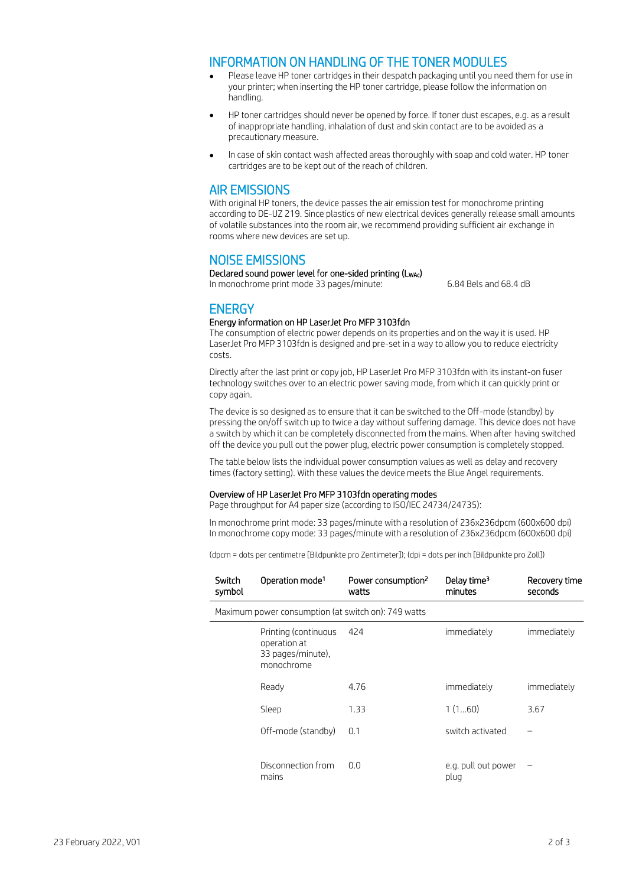## INFORMATION ON HANDLING OF THE TONER MODULES

- Please leave HP toner cartridges in their despatch packaging until you need them for use in your printer; when inserting the HP toner cartridge, please follow the information on handling.
- HP toner cartridges should never be opened by force. If toner dust escapes, e.g. as a result of inappropriate handling, inhalation of dust and skin contact are to be avoided as a precautionary measure.
- In case of skin contact wash affected areas thoroughly with soap and cold water. HP toner cartridges are to be kept out of the reach of children.

## AIR EMISSIONS

With original HP toners, the device passes the air emission test for monochrome printing according to DE-UZ 219. Since plastics of new electrical devices generally release small amounts of volatile substances into the room air, we recommend providing sufficient air exchange in rooms where new devices are set up.

## NOISE EMISSIONS

Declared sound power level for one-sided printing ($L_{WAc}$)

In monochrome print mode 33 pages/minute: 6.84 Bels and 68.4 dB

## ENERGY

### Energy information on HP LaserJet Pro MFP 3103fdn

The consumption of electric power depends on its properties and on the way it is used. HP LaserJet Pro MFP 3103fdn is designed and pre-set in a way to allow you to reduce electricity costs.

Directly after the last print or copy job, HP LaserJet Pro MFP 3103fdn with its instant-on fuser technology switches over to an electric power saving mode, from which it can quickly print or copy again.

The device is so designed as to ensure that it can be switched to the Off-mode (standby) by pressing the on/off switch up to twice a day without suffering damage. This device does not have a switch by which it can be completely disconnected from the mains. When after having switched off the device you pull out the power plug, electric power consumption is completely stopped.

The table below lists the individual power consumption values as well as delay and recovery times (factory setting). With these values the device meets the Blue Angel requirements.

### Overview of HP LaserJet Pro MFP 3103fdn operating modes

Page throughput for A4 paper size (according to ISO/IEC 24734/24735):

In monochrome print mode: 33 pages/minute with a resolution of 236x236dpcm (600x600 dpi)
In monochrome copy mode: 33 pages/minute with a resolution of 236x236dpcm (600x600 dpi)

(dpcm = dots per centimetre [Bildpunkte pro Zentimeter]); (dpi = dots per inch [Bildpunkte pro Zoll])

| Switch symbol | Operation mode[1] | Power consumption[2] watts | Delay time[3] minutes | Recovery time seconds |
|---|---|---|---|---|
| Maximum power consumption (at switch on): 749 watts | | | | |
| | Printing (continuous operation at 33 pages/minute), monochrome | 424 | immediately | immediately |
| | Ready | 4.76 | immediately | immediately |
| | Sleep | 1.33 | 1 (1…60) | 3.67 |
| | Off-mode (standby) | 0.1 | switch activated | – |
| | Disconnection from mains | 0.0 | e.g. pull out power plug | – |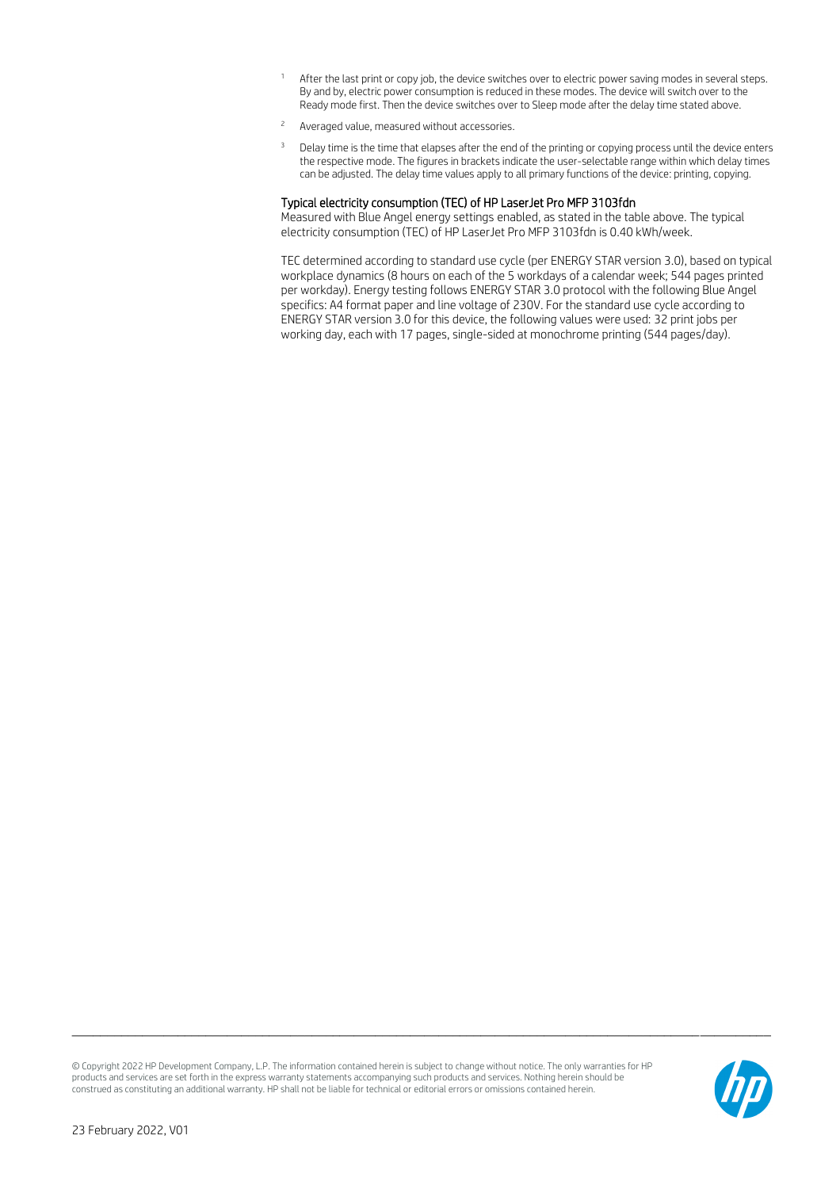[1] After the last print or copy job, the device switches over to electric power saving modes in several steps. By and by, electric power consumption is reduced in these modes. The device will switch over to the Ready mode first. Then the device switches over to Sleep mode after the delay time stated above.

[2] Averaged value, measured without accessories.

[3] Delay time is the time that elapses after the end of the printing or copying process until the device enters the respective mode. The figures in brackets indicate the user-selectable range within which delay times can be adjusted. The delay time values apply to all primary functions of the device: printing, copying.

### Typical electricity consumption (TEC) of HP LaserJet Pro MFP 3103fdn

Measured with Blue Angel energy settings enabled, as stated in the table above. The typical electricity consumption (TEC) of HP LaserJet Pro MFP 3103fdn is 0.40 kWh/week.

TEC determined according to standard use cycle (per ENERGY STAR version 3.0), based on typical workplace dynamics (8 hours on each of the 5 workdays of a calendar week; 544 pages printed per workday). Energy testing follows ENERGY STAR 3.0 protocol with the following Blue Angel specifics: A4 format paper and line voltage of 230V. For the standard use cycle according to ENERGY STAR version 3.0 for this device, the following values were used: 32 print jobs per working day, each with 17 pages, single-sided at monochrome printing (544 pages/day).

© Copyright 2022 HP Development Company, L.P. The information contained herein is subject to change without notice. The only warranties for HP products and services are set forth in the express warranty statements accompanying such products and services. Nothing herein should be construed as constituting an additional warranty. HP shall not be liable for technical or editorial errors or omissions contained herein.

23 February 2022, V01